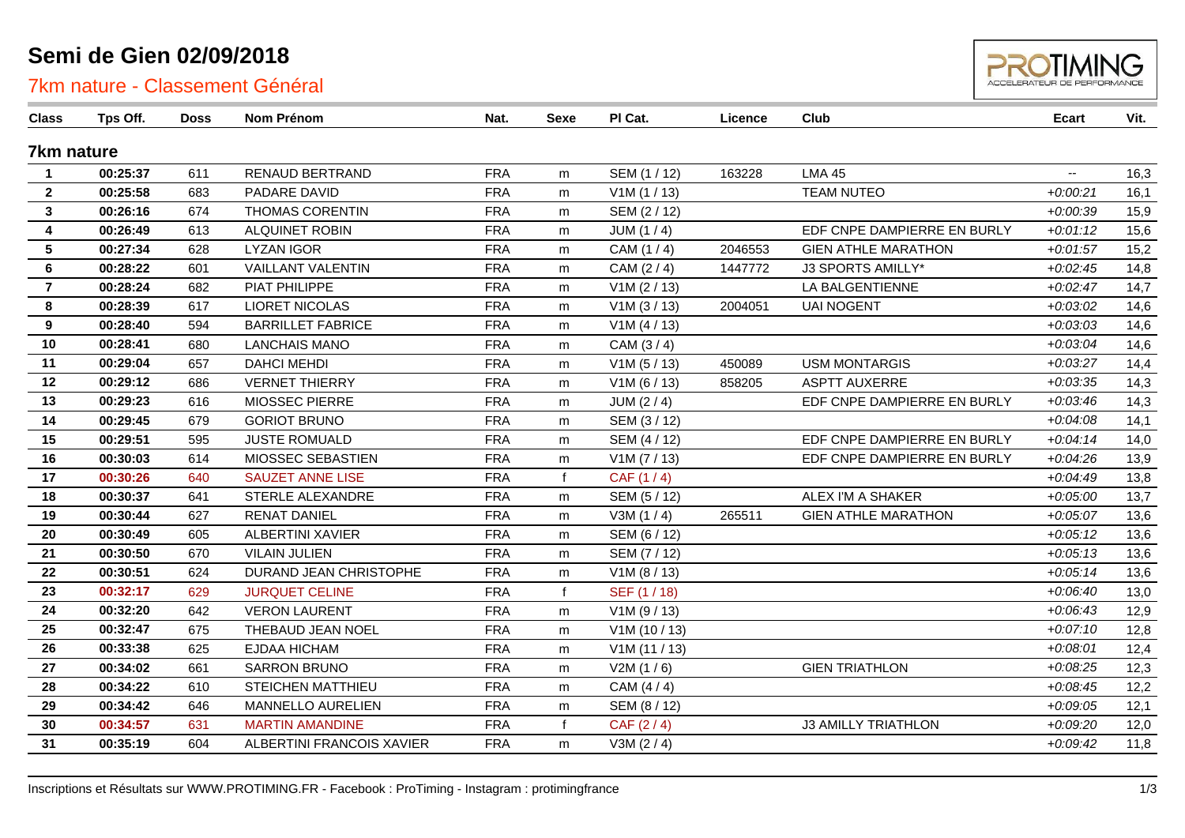# Semi de Gien 02/09/2018

## 7km nature - Classement Général

| Class | Tps Off. | Doss | Nom Prénom | Nat. | Sexe | Pl Cat. | Licence | Club | Ecart | Vit. |
|---|---|---|---|---|---|---|---|---|---|---|
| **7km nature** | | | | | | | | | | |
| 1 | 00:25:37 | 611 | RENAUD BERTRAND | FRA | m | SEM (1 / 12) | 163228 | LMA 45 | -- | 16,3 |
| 2 | 00:25:58 | 683 | PADARE DAVID | FRA | m | V1M (1 / 13) | | TEAM NUTEO | +0:00:21 | 16,1 |
| 3 | 00:26:16 | 674 | THOMAS CORENTIN | FRA | m | SEM (2 / 12) | | | +0:00:39 | 15,9 |
| 4 | 00:26:49 | 613 | ALQUINET ROBIN | FRA | m | JUM (1 / 4) | | EDF CNPE DAMPIERRE EN BURLY | +0:01:12 | 15,6 |
| 5 | 00:27:34 | 628 | LYZAN IGOR | FRA | m | CAM (1 / 4) | 2046553 | GIEN ATHLE MARATHON | +0:01:57 | 15,2 |
| 6 | 00:28:22 | 601 | VAILLANT VALENTIN | FRA | m | CAM (2 / 4) | 1447772 | J3 SPORTS AMILLY* | +0:02:45 | 14,8 |
| 7 | 00:28:24 | 682 | PIAT PHILIPPE | FRA | m | V1M (2 / 13) | | LA BALGENTIENNE | +0:02:47 | 14,7 |
| 8 | 00:28:39 | 617 | LIORET NICOLAS | FRA | m | V1M (3 / 13) | 2004051 | UAI NOGENT | +0:03:02 | 14,6 |
| 9 | 00:28:40 | 594 | BARRILLET FABRICE | FRA | m | V1M (4 / 13) | | | +0:03:03 | 14,6 |
| 10 | 00:28:41 | 680 | LANCHAIS MANO | FRA | m | CAM (3 / 4) | | | +0:03:04 | 14,6 |
| 11 | 00:29:04 | 657 | DAHCI MEHDI | FRA | m | V1M (5 / 13) | 450089 | USM MONTARGIS | +0:03:27 | 14,4 |
| 12 | 00:29:12 | 686 | VERNET THIERRY | FRA | m | V1M (6 / 13) | 858205 | ASPTT AUXERRE | +0:03:35 | 14,3 |
| 13 | 00:29:23 | 616 | MIOSSEC PIERRE | FRA | m | JUM (2 / 4) | | EDF CNPE DAMPIERRE EN BURLY | +0:03:46 | 14,3 |
| 14 | 00:29:45 | 679 | GORIOT BRUNO | FRA | m | SEM (3 / 12) | | | +0:04:08 | 14,1 |
| 15 | 00:29:51 | 595 | JUSTE ROMUALD | FRA | m | SEM (4 / 12) | | EDF CNPE DAMPIERRE EN BURLY | +0:04:14 | 14,0 |
| 16 | 00:30:03 | 614 | MIOSSEC SEBASTIEN | FRA | m | V1M (7 / 13) | | EDF CNPE DAMPIERRE EN BURLY | +0:04:26 | 13,9 |
| 17 | 00:30:26 | 640 | SAUZET ANNE LISE | FRA | f | CAF (1 / 4) | | | +0:04:49 | 13,8 |
| 18 | 00:30:37 | 641 | STERLE ALEXANDRE | FRA | m | SEM (5 / 12) | | ALEX I'M A SHAKER | +0:05:00 | 13,7 |
| 19 | 00:30:44 | 627 | RENAT DANIEL | FRA | m | V3M (1 / 4) | 265511 | GIEN ATHLE MARATHON | +0:05:07 | 13,6 |
| 20 | 00:30:49 | 605 | ALBERTINI XAVIER | FRA | m | SEM (6 / 12) | | | +0:05:12 | 13,6 |
| 21 | 00:30:50 | 670 | VILAIN JULIEN | FRA | m | SEM (7 / 12) | | | +0:05:13 | 13,6 |
| 22 | 00:30:51 | 624 | DURAND JEAN CHRISTOPHE | FRA | m | V1M (8 / 13) | | | +0:05:14 | 13,6 |
| 23 | 00:32:17 | 629 | JURQUET CELINE | FRA | f | SEF (1 / 18) | | | +0:06:40 | 13,0 |
| 24 | 00:32:20 | 642 | VERON LAURENT | FRA | m | V1M (9 / 13) | | | +0:06:43 | 12,9 |
| 25 | 00:32:47 | 675 | THEBAUD JEAN NOEL | FRA | m | V1M (10 / 13) | | | +0:07:10 | 12,8 |
| 26 | 00:33:38 | 625 | EJDAA HICHAM | FRA | m | V1M (11 / 13) | | | +0:08:01 | 12,4 |
| 27 | 00:34:02 | 661 | SARRON BRUNO | FRA | m | V2M (1 / 6) | | GIEN TRIATHLON | +0:08:25 | 12,3 |
| 28 | 00:34:22 | 610 | STEICHEN MATTHIEU | FRA | m | CAM (4 / 4) | | | +0:08:45 | 12,2 |
| 29 | 00:34:42 | 646 | MANNELLO AURELIEN | FRA | m | SEM (8 / 12) | | | +0:09:05 | 12,1 |
| 30 | 00:34:57 | 631 | MARTIN AMANDINE | FRA | f | CAF (2 / 4) | | J3 AMILLY TRIATHLON | +0:09:20 | 12,0 |
| 31 | 00:35:19 | 604 | ALBERTINI FRANCOIS XAVIER | FRA | m | V3M (2 / 4) | | | +0:09:42 | 11,8 |

Inscriptions et Résultats sur WWW.PROTIMING.FR - Facebook : ProTiming - Instagram : protimingfrance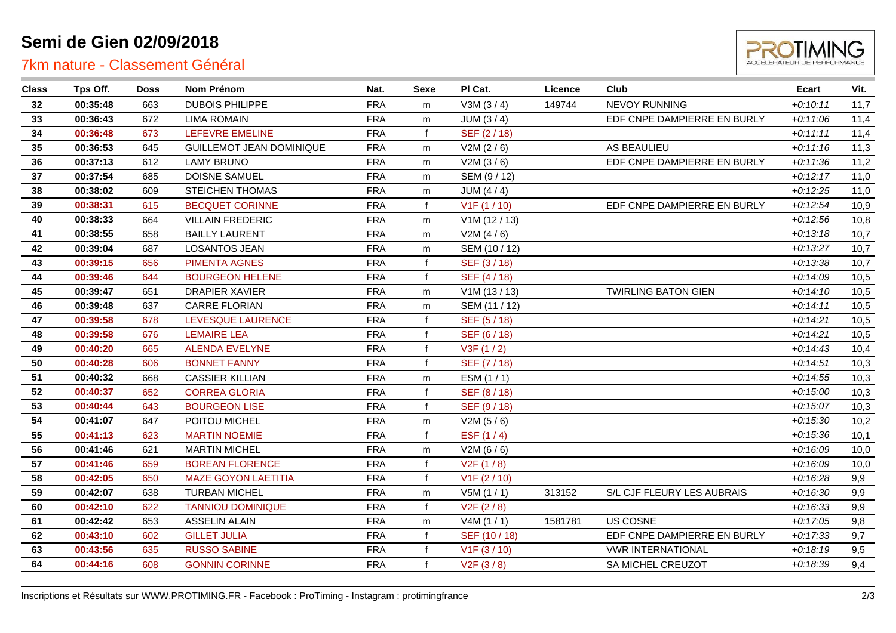# Semi de Gien 02/09/2018

## 7km nature - Classement Général

| Class | Tps Off. | Doss | Nom Prénom | Nat. | Sexe | Pl Cat. | Licence | Club | Ecart | Vit. |
|---|---|---|---|---|---|---|---|---|---|---|
| 32 | 00:35:48 | 663 | DUBOIS PHILIPPE | FRA | m | V3M (3 / 4) | 149744 | NEVOY RUNNING | +0:10:11 | 11,7 |
| 33 | 00:36:43 | 672 | LIMA ROMAIN | FRA | m | JUM (3 / 4) | | EDF CNPE DAMPIERRE EN BURLY | +0:11:06 | 11,4 |
| 34 | 00:36:48 | 673 | LEFEVRE EMELINE | FRA | f | SEF (2 / 18) | | | +0:11:11 | 11,4 |
| 35 | 00:36:53 | 645 | GUILLEMOT JEAN DOMINIQUE | FRA | m | V2M (2 / 6) | | AS BEAULIEU | +0:11:16 | 11,3 |
| 36 | 00:37:13 | 612 | LAMY BRUNO | FRA | m | V2M (3 / 6) | | EDF CNPE DAMPIERRE EN BURLY | +0:11:36 | 11,2 |
| 37 | 00:37:54 | 685 | DOISNE SAMUEL | FRA | m | SEM (9 / 12) | | | +0:12:17 | 11,0 |
| 38 | 00:38:02 | 609 | STEICHEN THOMAS | FRA | m | JUM (4 / 4) | | | +0:12:25 | 11,0 |
| 39 | 00:38:31 | 615 | BECQUET CORINNE | FRA | f | V1F (1 / 10) | | EDF CNPE DAMPIERRE EN BURLY | +0:12:54 | 10,9 |
| 40 | 00:38:33 | 664 | VILLAIN FREDERIC | FRA | m | V1M (12 / 13) | | | +0:12:56 | 10,8 |
| 41 | 00:38:55 | 658 | BAILLY LAURENT | FRA | m | V2M (4 / 6) | | | +0:13:18 | 10,7 |
| 42 | 00:39:04 | 687 | LOSANTOS JEAN | FRA | m | SEM (10 / 12) | | | +0:13:27 | 10,7 |
| 43 | 00:39:15 | 656 | PIMENTA AGNES | FRA | f | SEF (3 / 18) | | | +0:13:38 | 10,7 |
| 44 | 00:39:46 | 644 | BOURGEON HELENE | FRA | f | SEF (4 / 18) | | | +0:14:09 | 10,5 |
| 45 | 00:39:47 | 651 | DRAPIER XAVIER | FRA | m | V1M (13 / 13) | | TWIRLING BATON GIEN | +0:14:10 | 10,5 |
| 46 | 00:39:48 | 637 | CARRE FLORIAN | FRA | m | SEM (11 / 12) | | | +0:14:11 | 10,5 |
| 47 | 00:39:58 | 678 | LEVESQUE LAURENCE | FRA | f | SEF (5 / 18) | | | +0:14:21 | 10,5 |
| 48 | 00:39:58 | 676 | LEMAIRE LEA | FRA | f | SEF (6 / 18) | | | +0:14:21 | 10,5 |
| 49 | 00:40:20 | 665 | ALENDA EVELYNE | FRA | f | V3F (1 / 2) | | | +0:14:43 | 10,4 |
| 50 | 00:40:28 | 606 | BONNET FANNY | FRA | f | SEF (7 / 18) | | | +0:14:51 | 10,3 |
| 51 | 00:40:32 | 668 | CASSIER KILLIAN | FRA | m | ESM (1 / 1) | | | +0:14:55 | 10,3 |
| 52 | 00:40:37 | 652 | CORREA GLORIA | FRA | f | SEF (8 / 18) | | | +0:15:00 | 10,3 |
| 53 | 00:40:44 | 643 | BOURGEON LISE | FRA | f | SEF (9 / 18) | | | +0:15:07 | 10,3 |
| 54 | 00:41:07 | 647 | POITOU MICHEL | FRA | m | V2M (5 / 6) | | | +0:15:30 | 10,2 |
| 55 | 00:41:13 | 623 | MARTIN NOEMIE | FRA | f | ESF (1 / 4) | | | +0:15:36 | 10,1 |
| 56 | 00:41:46 | 621 | MARTIN MICHEL | FRA | m | V2M (6 / 6) | | | +0:16:09 | 10,0 |
| 57 | 00:41:46 | 659 | BOREAN FLORENCE | FRA | f | V2F (1 / 8) | | | +0:16:09 | 10,0 |
| 58 | 00:42:05 | 650 | MAZE GOYON LAETITIA | FRA | f | V1F (2 / 10) | | | +0:16:28 | 9,9 |
| 59 | 00:42:07 | 638 | TURBAN MICHEL | FRA | m | V5M (1 / 1) | 313152 | S/L CJF FLEURY LES AUBRAIS | +0:16:30 | 9,9 |
| 60 | 00:42:10 | 622 | TANNIOU DOMINIQUE | FRA | f | V2F (2 / 8) | | | +0:16:33 | 9,9 |
| 61 | 00:42:42 | 653 | ASSELIN ALAIN | FRA | m | V4M (1 / 1) | 1581781 | US COSNE | +0:17:05 | 9,8 |
| 62 | 00:43:10 | 602 | GILLET JULIA | FRA | f | SEF (10 / 18) | | EDF CNPE DAMPIERRE EN BURLY | +0:17:33 | 9,7 |
| 63 | 00:43:56 | 635 | RUSSO SABINE | FRA | f | V1F (3 / 10) | | VWR INTERNATIONAL | +0:18:19 | 9,5 |
| 64 | 00:44:16 | 608 | GONNIN CORINNE | FRA | f | V2F (3 / 8) | | SA MICHEL CREUZOT | +0:18:39 | 9,4 |

Inscriptions et Résultats sur WWW.PROTIMING.FR - Facebook : ProTiming - Instagram : protimingfrance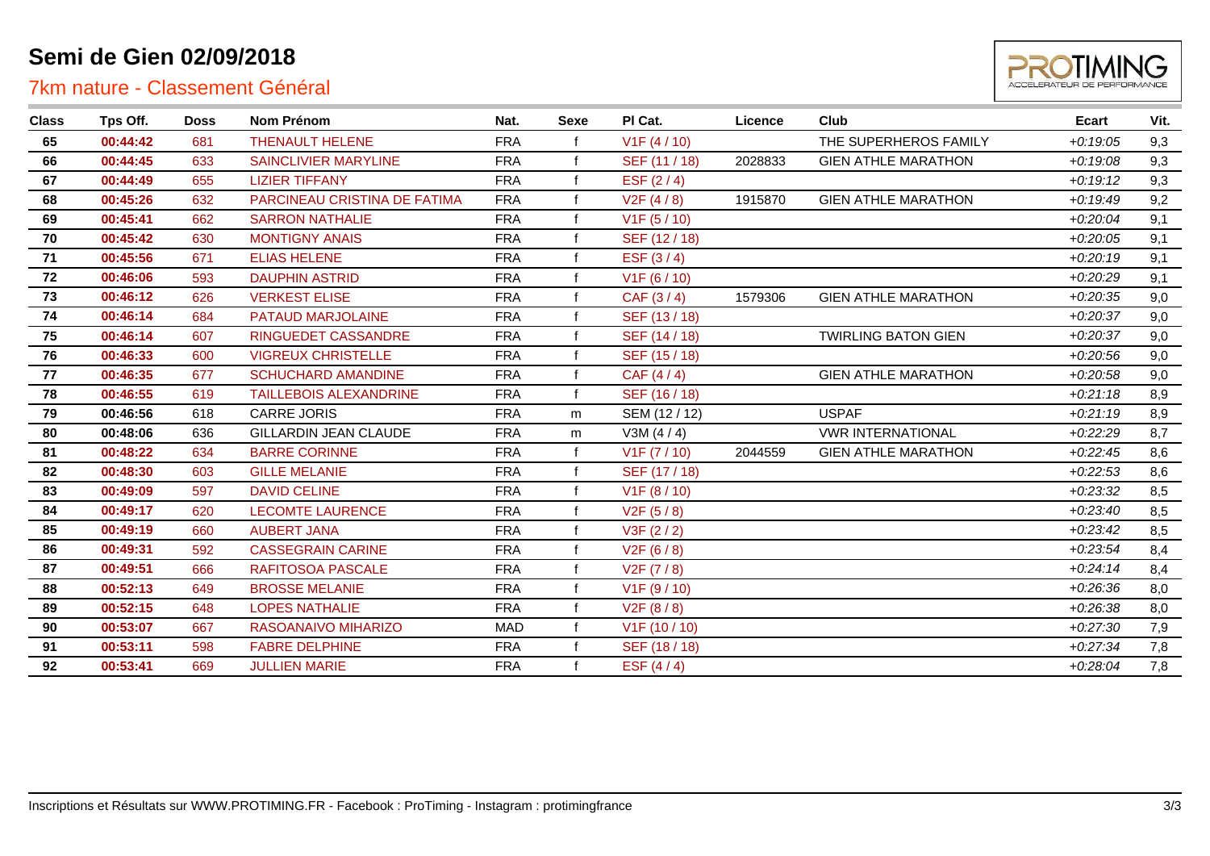# Semi de Gien 02/09/2018

## 7km nature - Classement Général

| Class | Tps Off. | Doss | Nom Prénom | Nat. | Sexe | Pl Cat. | Licence | Club | Ecart | Vit. |
|---|---|---|---|---|---|---|---|---|---|---|
| 65 | 00:44:42 | 681 | THENAULT HELENE | FRA | f | V1F (4 / 10) | | THE SUPERHEROS FAMILY | +0:19:05 | 9,3 |
| 66 | 00:44:45 | 633 | SAINCLIVIER MARYLINE | FRA | f | SEF (11 / 18) | 2028833 | GIEN ATHLE MARATHON | +0:19:08 | 9,3 |
| 67 | 00:44:49 | 655 | LIZIER TIFFANY | FRA | f | ESF (2 / 4) | | | +0:19:12 | 9,3 |
| 68 | 00:45:26 | 632 | PARCINEAU CRISTINA DE FATIMA | FRA | f | V2F (4 / 8) | 1915870 | GIEN ATHLE MARATHON | +0:19:49 | 9,2 |
| 69 | 00:45:41 | 662 | SARRON NATHALIE | FRA | f | V1F (5 / 10) | | | +0:20:04 | 9,1 |
| 70 | 00:45:42 | 630 | MONTIGNY ANAIS | FRA | f | SEF (12 / 18) | | | +0:20:05 | 9,1 |
| 71 | 00:45:56 | 671 | ELIAS HELENE | FRA | f | ESF (3 / 4) | | | +0:20:19 | 9,1 |
| 72 | 00:46:06 | 593 | DAUPHIN ASTRID | FRA | f | V1F (6 / 10) | | | +0:20:29 | 9,1 |
| 73 | 00:46:12 | 626 | VERKEST ELISE | FRA | f | CAF (3 / 4) | 1579306 | GIEN ATHLE MARATHON | +0:20:35 | 9,0 |
| 74 | 00:46:14 | 684 | PATAUD MARJOLAINE | FRA | f | SEF (13 / 18) | | | +0:20:37 | 9,0 |
| 75 | 00:46:14 | 607 | RINGUEDET CASSANDRE | FRA | f | SEF (14 / 18) | | TWIRLING BATON GIEN | +0:20:37 | 9,0 |
| 76 | 00:46:33 | 600 | VIGREUX CHRISTELLE | FRA | f | SEF (15 / 18) | | | +0:20:56 | 9,0 |
| 77 | 00:46:35 | 677 | SCHUCHARD AMANDINE | FRA | f | CAF (4 / 4) | | GIEN ATHLE MARATHON | +0:20:58 | 9,0 |
| 78 | 00:46:55 | 619 | TAILLEBOIS ALEXANDRINE | FRA | f | SEF (16 / 18) | | | +0:21:18 | 8,9 |
| 79 | 00:46:56 | 618 | CARRE JORIS | FRA | m | SEM (12 / 12) | | USPAF | +0:21:19 | 8,9 |
| 80 | 00:48:06 | 636 | GILLARDIN JEAN CLAUDE | FRA | m | V3M (4 / 4) | | VWR INTERNATIONAL | +0:22:29 | 8,7 |
| 81 | 00:48:22 | 634 | BARRE CORINNE | FRA | f | V1F (7 / 10) | 2044559 | GIEN ATHLE MARATHON | +0:22:45 | 8,6 |
| 82 | 00:48:30 | 603 | GILLE MELANIE | FRA | f | SEF (17 / 18) | | | +0:22:53 | 8,6 |
| 83 | 00:49:09 | 597 | DAVID CELINE | FRA | f | V1F (8 / 10) | | | +0:23:32 | 8,5 |
| 84 | 00:49:17 | 620 | LECOMTE LAURENCE | FRA | f | V2F (5 / 8) | | | +0:23:40 | 8,5 |
| 85 | 00:49:19 | 660 | AUBERT JANA | FRA | f | V3F (2 / 2) | | | +0:23:42 | 8,5 |
| 86 | 00:49:31 | 592 | CASSEGRAIN CARINE | FRA | f | V2F (6 / 8) | | | +0:23:54 | 8,4 |
| 87 | 00:49:51 | 666 | RAFITOSOA PASCALE | FRA | f | V2F (7 / 8) | | | +0:24:14 | 8,4 |
| 88 | 00:52:13 | 649 | BROSSE MELANIE | FRA | f | V1F (9 / 10) | | | +0:26:36 | 8,0 |
| 89 | 00:52:15 | 648 | LOPES NATHALIE | FRA | f | V2F (8 / 8) | | | +0:26:38 | 8,0 |
| 90 | 00:53:07 | 667 | RASOANAIVO MIHARIZO | MAD | f | V1F (10 / 10) | | | +0:27:30 | 7,9 |
| 91 | 00:53:11 | 598 | FABRE DELPHINE | FRA | f | SEF (18 / 18) | | | +0:27:34 | 7,8 |
| 92 | 00:53:41 | 669 | JULLIEN MARIE | FRA | f | ESF (4 / 4) | | | +0:28:04 | 7,8 |

Inscriptions et Résultats sur WWW.PROTIMING.FR - Facebook : ProTiming - Instagram : protimingfrance